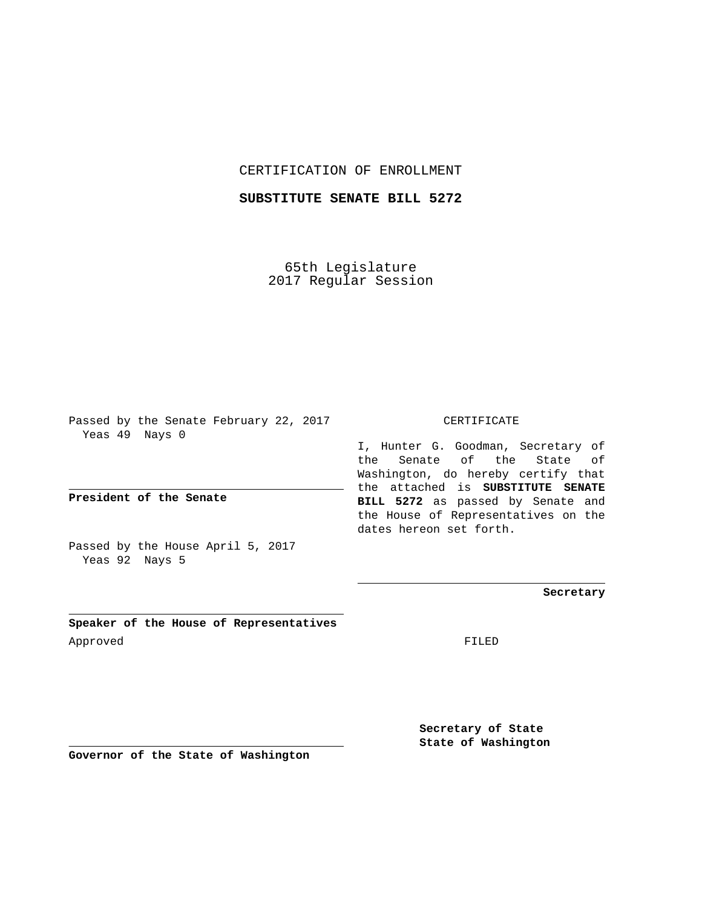CERTIFICATION OF ENROLLMENT

**SUBSTITUTE SENATE BILL 5272**

65th Legislature
2017 Regular Session

Passed by the Senate February 22, 2017
Yeas 49 Nays 0

**President of the Senate**

Passed by the House April 5, 2017
Yeas 92 Nays 5

**Speaker of the House of Representatives**

Approved

**Governor of the State of Washington**

CERTIFICATE

I, Hunter G. Goodman, Secretary of the Senate of the State of Washington, do hereby certify that the attached is **SUBSTITUTE SENATE BILL 5272** as passed by Senate and the House of Representatives on the dates hereon set forth.

**Secretary**

FILED

**Secretary of State**
**State of Washington**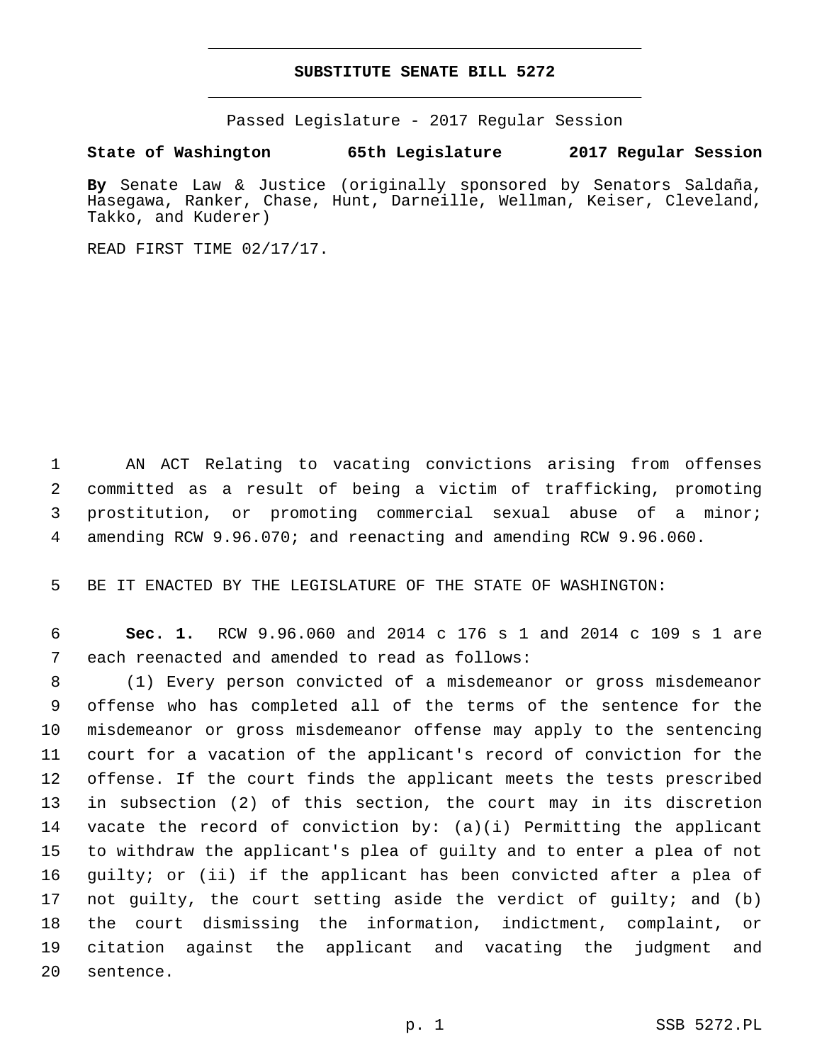# SUBSTITUTE SENATE BILL 5272

Passed Legislature - 2017 Regular Session

**State of Washington 65th Legislature 2017 Regular Session**

**By** Senate Law & Justice (originally sponsored by Senators Saldaña, Hasegawa, Ranker, Chase, Hunt, Darneille, Wellman, Keiser, Cleveland, Takko, and Kuderer)

READ FIRST TIME 02/17/17.

AN ACT Relating to vacating convictions arising from offenses committed as a result of being a victim of trafficking, promoting prostitution, or promoting commercial sexual abuse of a minor; amending RCW 9.96.070; and reenacting and amending RCW 9.96.060.

BE IT ENACTED BY THE LEGISLATURE OF THE STATE OF WASHINGTON:

**Sec. 1.** RCW 9.96.060 and 2014 c 176 s 1 and 2014 c 109 s 1 are each reenacted and amended to read as follows:

(1) Every person convicted of a misdemeanor or gross misdemeanor offense who has completed all of the terms of the sentence for the misdemeanor or gross misdemeanor offense may apply to the sentencing court for a vacation of the applicant's record of conviction for the offense. If the court finds the applicant meets the tests prescribed in subsection (2) of this section, the court may in its discretion vacate the record of conviction by: (a)(i) Permitting the applicant to withdraw the applicant's plea of guilty and to enter a plea of not guilty; or (ii) if the applicant has been convicted after a plea of not guilty, the court setting aside the verdict of guilty; and (b) the court dismissing the information, indictment, complaint, or citation against the applicant and vacating the judgment and sentence.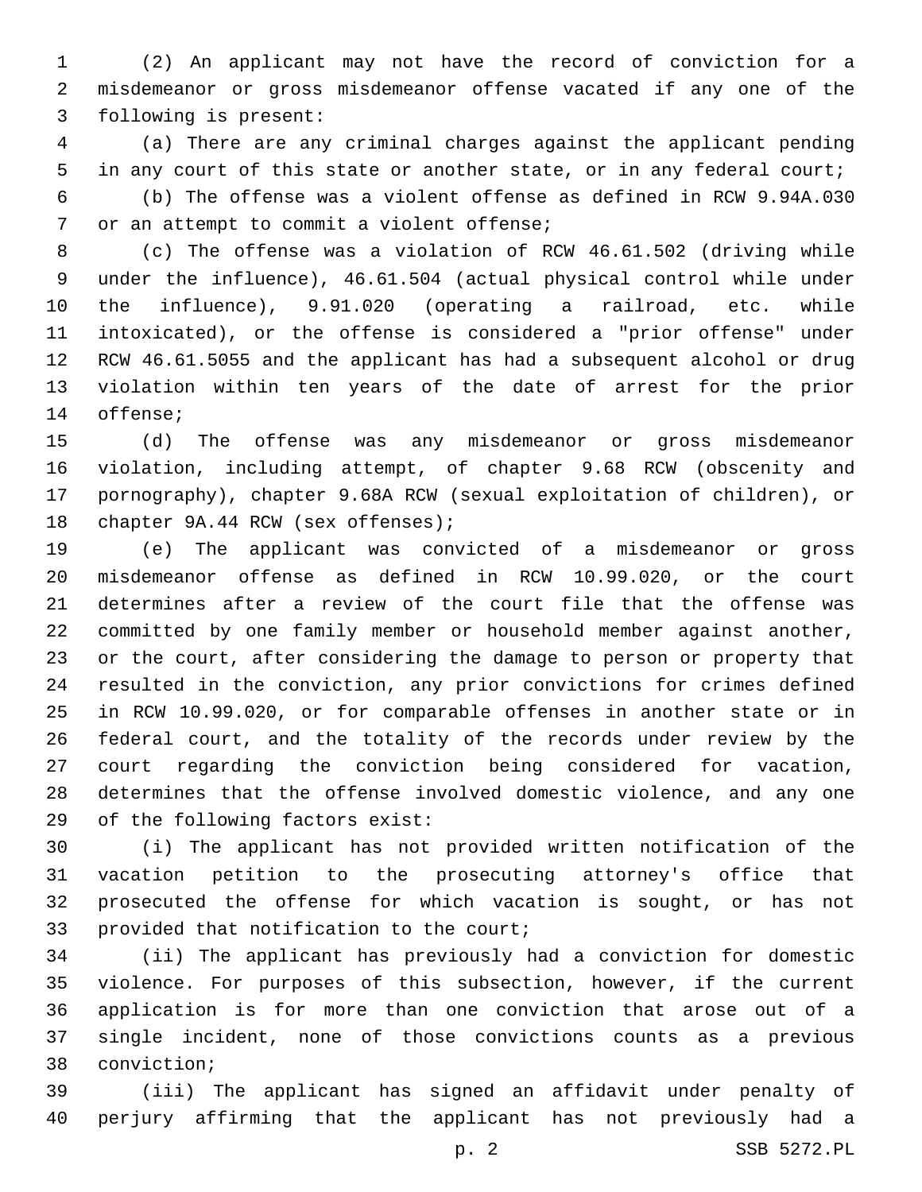(2) An applicant may not have the record of conviction for a misdemeanor or gross misdemeanor offense vacated if any one of the following is present:

(a) There are any criminal charges against the applicant pending in any court of this state or another state, or in any federal court;

(b) The offense was a violent offense as defined in RCW 9.94A.030 or an attempt to commit a violent offense;

(c) The offense was a violation of RCW 46.61.502 (driving while under the influence), 46.61.504 (actual physical control while under the influence), 9.91.020 (operating a railroad, etc. while intoxicated), or the offense is considered a "prior offense" under RCW 46.61.5055 and the applicant has had a subsequent alcohol or drug violation within ten years of the date of arrest for the prior offense;

(d) The offense was any misdemeanor or gross misdemeanor violation, including attempt, of chapter 9.68 RCW (obscenity and pornography), chapter 9.68A RCW (sexual exploitation of children), or chapter 9A.44 RCW (sex offenses);

(e) The applicant was convicted of a misdemeanor or gross misdemeanor offense as defined in RCW 10.99.020, or the court determines after a review of the court file that the offense was committed by one family member or household member against another, or the court, after considering the damage to person or property that resulted in the conviction, any prior convictions for crimes defined in RCW 10.99.020, or for comparable offenses in another state or in federal court, and the totality of the records under review by the court regarding the conviction being considered for vacation, determines that the offense involved domestic violence, and any one of the following factors exist:

(i) The applicant has not provided written notification of the vacation petition to the prosecuting attorney's office that prosecuted the offense for which vacation is sought, or has not provided that notification to the court;

(ii) The applicant has previously had a conviction for domestic violence. For purposes of this subsection, however, if the current application is for more than one conviction that arose out of a single incident, none of those convictions counts as a previous conviction;

(iii) The applicant has signed an affidavit under penalty of perjury affirming that the applicant has not previously had a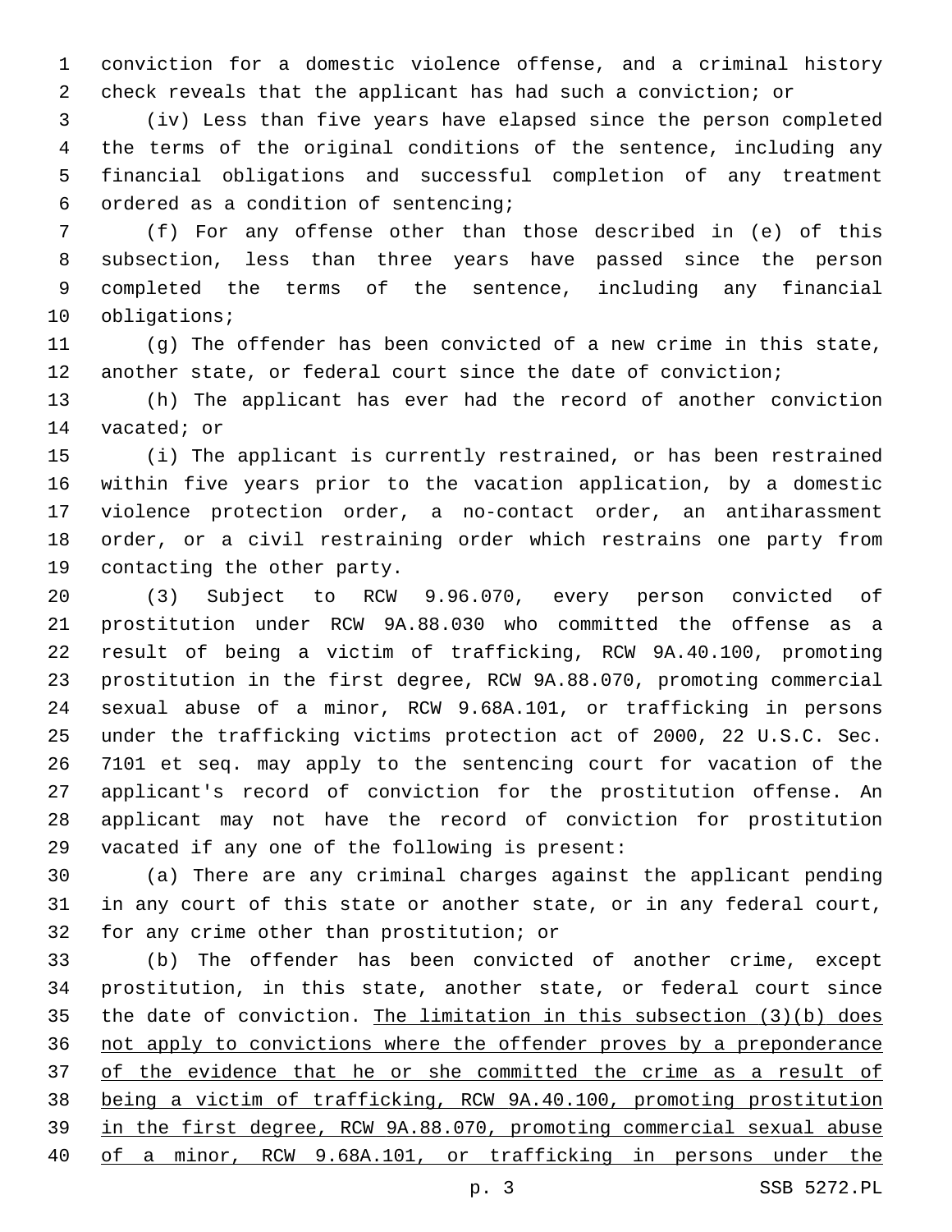conviction for a domestic violence offense, and a criminal history check reveals that the applicant has had such a conviction; or

(iv) Less than five years have elapsed since the person completed the terms of the original conditions of the sentence, including any financial obligations and successful completion of any treatment ordered as a condition of sentencing;

(f) For any offense other than those described in (e) of this subsection, less than three years have passed since the person completed the terms of the sentence, including any financial obligations;

(g) The offender has been convicted of a new crime in this state, another state, or federal court since the date of conviction;

(h) The applicant has ever had the record of another conviction vacated; or

(i) The applicant is currently restrained, or has been restrained within five years prior to the vacation application, by a domestic violence protection order, a no-contact order, an antiharassment order, or a civil restraining order which restrains one party from contacting the other party.

(3) Subject to RCW 9.96.070, every person convicted of prostitution under RCW 9A.88.030 who committed the offense as a result of being a victim of trafficking, RCW 9A.40.100, promoting prostitution in the first degree, RCW 9A.88.070, promoting commercial sexual abuse of a minor, RCW 9.68A.101, or trafficking in persons under the trafficking victims protection act of 2000, 22 U.S.C. Sec. 7101 et seq. may apply to the sentencing court for vacation of the applicant's record of conviction for the prostitution offense. An applicant may not have the record of conviction for prostitution vacated if any one of the following is present:

(a) There are any criminal charges against the applicant pending in any court of this state or another state, or in any federal court, for any crime other than prostitution; or

(b) The offender has been convicted of another crime, except prostitution, in this state, another state, or federal court since the date of conviction. <u>The limitation in this subsection (3)(b) does not apply to convictions where the offender proves by a preponderance of the evidence that he or she committed the crime as a result of being a victim of trafficking, RCW 9A.40.100, promoting prostitution in the first degree, RCW 9A.88.070, promoting commercial sexual abuse of a minor, RCW 9.68A.101, or trafficking in persons under the</u>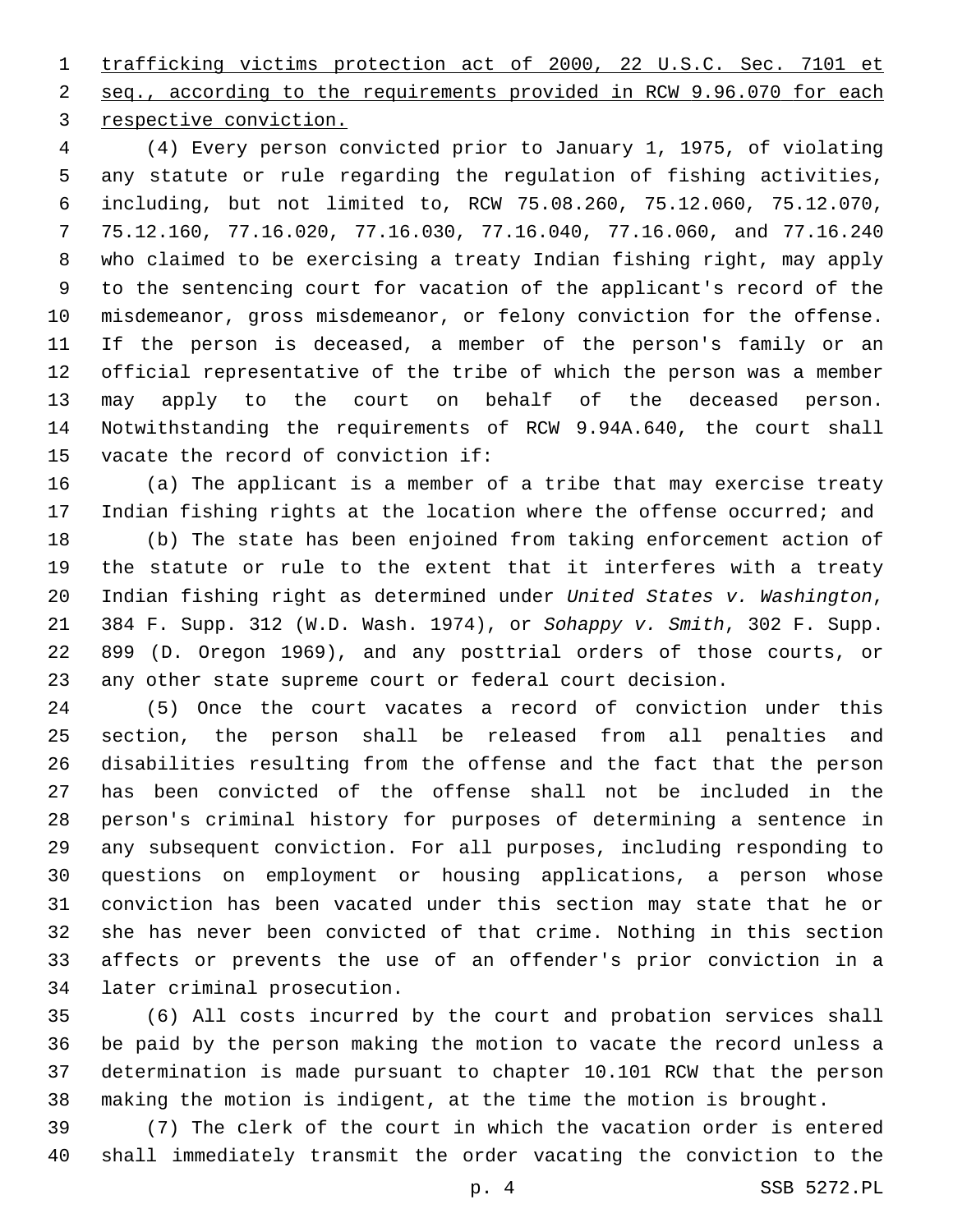trafficking victims protection act of 2000, 22 U.S.C. Sec. 7101 et seq., according to the requirements provided in RCW 9.96.070 for each respective conviction.

(4) Every person convicted prior to January 1, 1975, of violating any statute or rule regarding the regulation of fishing activities, including, but not limited to, RCW 75.08.260, 75.12.060, 75.12.070, 75.12.160, 77.16.020, 77.16.030, 77.16.040, 77.16.060, and 77.16.240 who claimed to be exercising a treaty Indian fishing right, may apply to the sentencing court for vacation of the applicant's record of the misdemeanor, gross misdemeanor, or felony conviction for the offense. If the person is deceased, a member of the person's family or an official representative of the tribe of which the person was a member may apply to the court on behalf of the deceased person. Notwithstanding the requirements of RCW 9.94A.640, the court shall vacate the record of conviction if:

(a) The applicant is a member of a tribe that may exercise treaty Indian fishing rights at the location where the offense occurred; and

(b) The state has been enjoined from taking enforcement action of the statute or rule to the extent that it interferes with a treaty Indian fishing right as determined under *United States v. Washington*, 384 F. Supp. 312 (W.D. Wash. 1974), or *Sohappy v. Smith*, 302 F. Supp. 899 (D. Oregon 1969), and any posttrial orders of those courts, or any other state supreme court or federal court decision.

(5) Once the court vacates a record of conviction under this section, the person shall be released from all penalties and disabilities resulting from the offense and the fact that the person has been convicted of the offense shall not be included in the person's criminal history for purposes of determining a sentence in any subsequent conviction. For all purposes, including responding to questions on employment or housing applications, a person whose conviction has been vacated under this section may state that he or she has never been convicted of that crime. Nothing in this section affects or prevents the use of an offender's prior conviction in a later criminal prosecution.

(6) All costs incurred by the court and probation services shall be paid by the person making the motion to vacate the record unless a determination is made pursuant to chapter 10.101 RCW that the person making the motion is indigent, at the time the motion is brought.

(7) The clerk of the court in which the vacation order is entered shall immediately transmit the order vacating the conviction to the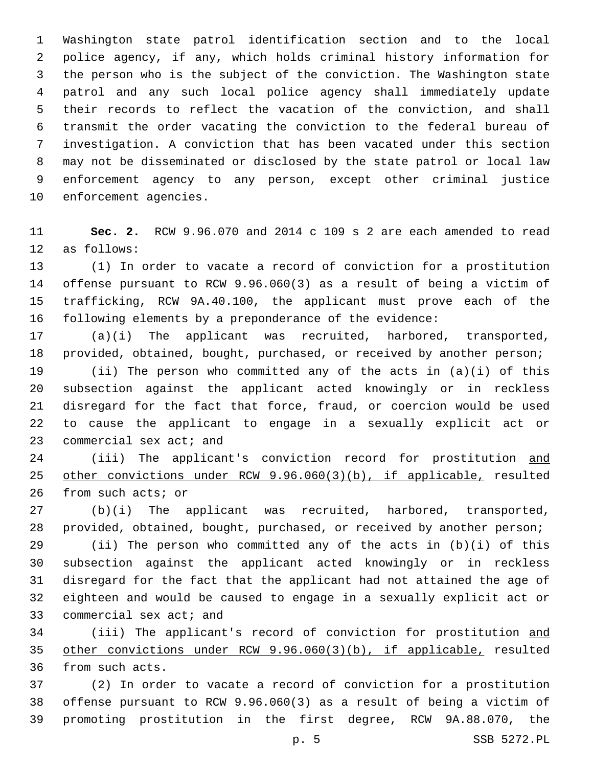Washington state patrol identification section and to the local police agency, if any, which holds criminal history information for the person who is the subject of the conviction. The Washington state patrol and any such local police agency shall immediately update their records to reflect the vacation of the conviction, and shall transmit the order vacating the conviction to the federal bureau of investigation. A conviction that has been vacated under this section may not be disseminated or disclosed by the state patrol or local law enforcement agency to any person, except other criminal justice enforcement agencies.

**Sec. 2.** RCW 9.96.070 and 2014 c 109 s 2 are each amended to read as follows:

(1) In order to vacate a record of conviction for a prostitution offense pursuant to RCW 9.96.060(3) as a result of being a victim of trafficking, RCW 9A.40.100, the applicant must prove each of the following elements by a preponderance of the evidence:

(a)(i) The applicant was recruited, harbored, transported, provided, obtained, bought, purchased, or received by another person;

(ii) The person who committed any of the acts in (a)(i) of this subsection against the applicant acted knowingly or in reckless disregard for the fact that force, fraud, or coercion would be used to cause the applicant to engage in a sexually explicit act or commercial sex act; and

(iii) The applicant's conviction record for prostitution <u>and other convictions under RCW 9.96.060(3)(b), if applicable,</u> resulted from such acts; or

(b)(i) The applicant was recruited, harbored, transported, provided, obtained, bought, purchased, or received by another person;

(ii) The person who committed any of the acts in (b)(i) of this subsection against the applicant acted knowingly or in reckless disregard for the fact that the applicant had not attained the age of eighteen and would be caused to engage in a sexually explicit act or commercial sex act; and

(iii) The applicant's record of conviction for prostitution <u>and other convictions under RCW 9.96.060(3)(b), if applicable,</u> resulted from such acts.

(2) In order to vacate a record of conviction for a prostitution offense pursuant to RCW 9.96.060(3) as a result of being a victim of promoting prostitution in the first degree, RCW 9A.88.070, the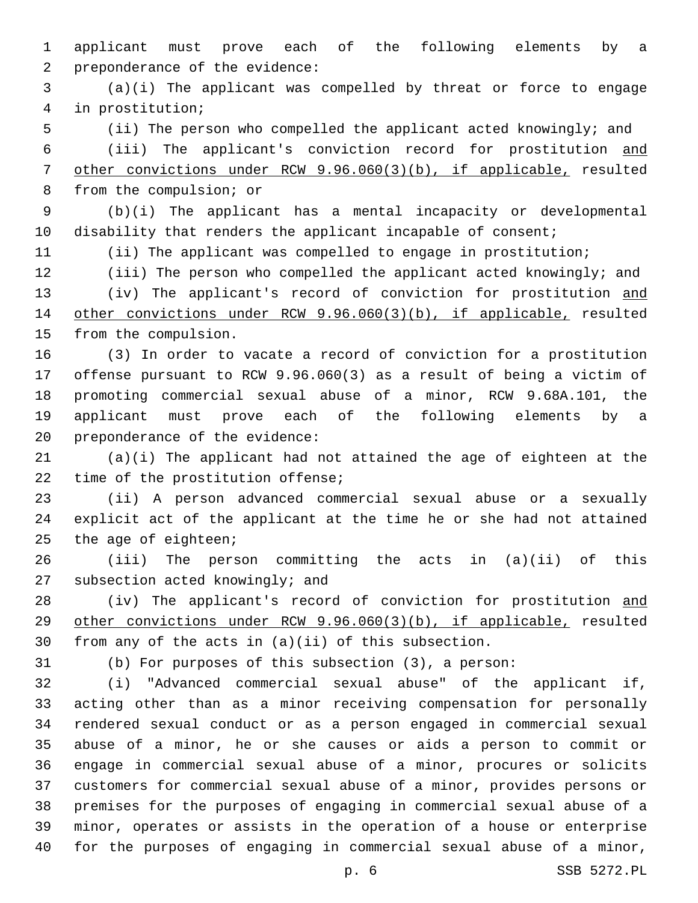applicant must prove each of the following elements by a preponderance of the evidence:

(a)(i) The applicant was compelled by threat or force to engage in prostitution;

(ii) The person who compelled the applicant acted knowingly; and

(iii) The applicant's conviction record for prostitution <u>and other convictions under RCW 9.96.060(3)(b), if applicable,</u> resulted from the compulsion; or

(b)(i) The applicant has a mental incapacity or developmental disability that renders the applicant incapable of consent;

(ii) The applicant was compelled to engage in prostitution;

(iii) The person who compelled the applicant acted knowingly; and

(iv) The applicant's record of conviction for prostitution <u>and other convictions under RCW 9.96.060(3)(b), if applicable,</u> resulted from the compulsion.

(3) In order to vacate a record of conviction for a prostitution offense pursuant to RCW 9.96.060(3) as a result of being a victim of promoting commercial sexual abuse of a minor, RCW 9.68A.101, the applicant must prove each of the following elements by a preponderance of the evidence:

(a)(i) The applicant had not attained the age of eighteen at the time of the prostitution offense;

(ii) A person advanced commercial sexual abuse or a sexually explicit act of the applicant at the time he or she had not attained the age of eighteen;

(iii) The person committing the acts in (a)(ii) of this subsection acted knowingly; and

(iv) The applicant's record of conviction for prostitution <u>and other convictions under RCW 9.96.060(3)(b), if applicable,</u> resulted from any of the acts in (a)(ii) of this subsection.

(b) For purposes of this subsection (3), a person:

(i) "Advanced commercial sexual abuse" of the applicant if, acting other than as a minor receiving compensation for personally rendered sexual conduct or as a person engaged in commercial sexual abuse of a minor, he or she causes or aids a person to commit or engage in commercial sexual abuse of a minor, procures or solicits customers for commercial sexual abuse of a minor, provides persons or premises for the purposes of engaging in commercial sexual abuse of a minor, operates or assists in the operation of a house or enterprise for the purposes of engaging in commercial sexual abuse of a minor,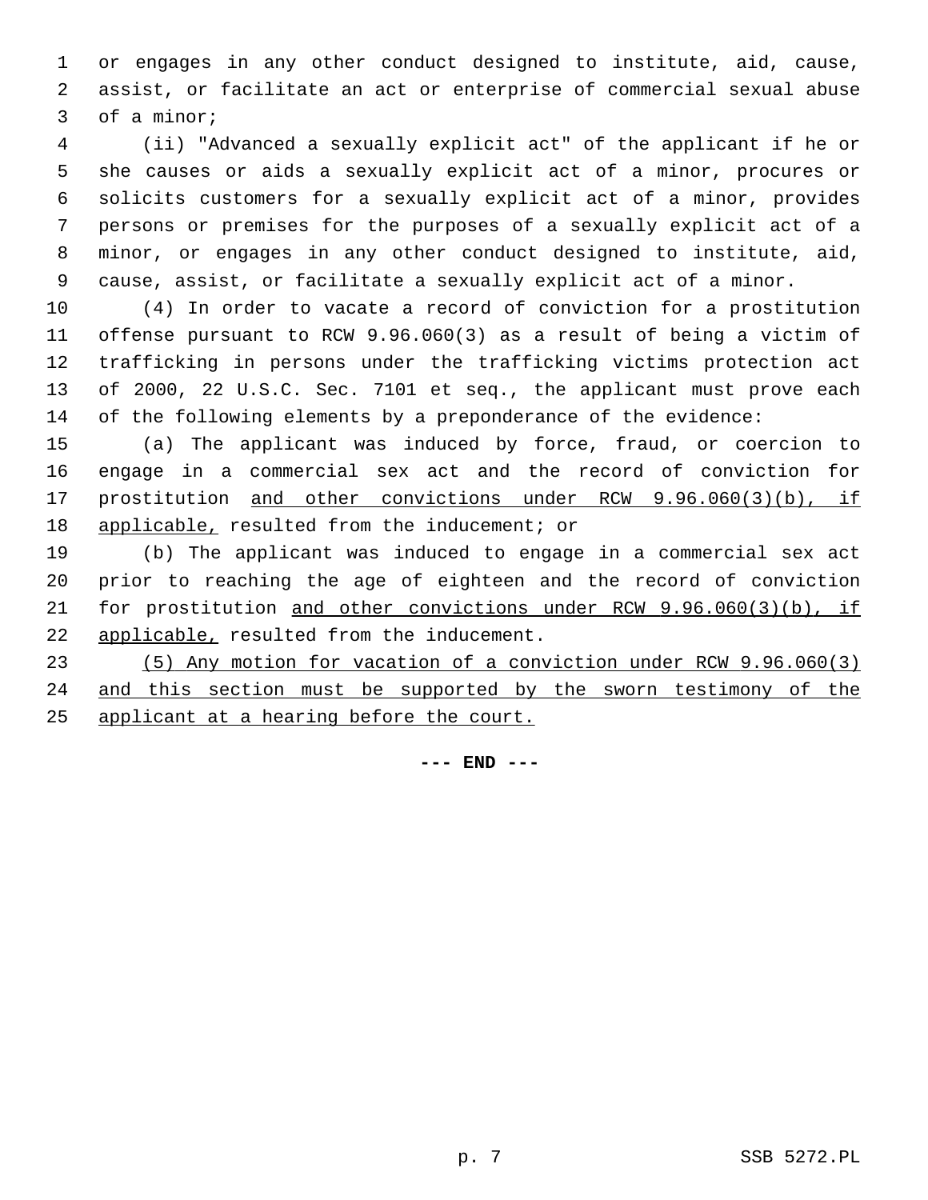or engages in any other conduct designed to institute, aid, cause, assist, or facilitate an act or enterprise of commercial sexual abuse of a minor;

(ii) "Advanced a sexually explicit act" of the applicant if he or she causes or aids a sexually explicit act of a minor, procures or solicits customers for a sexually explicit act of a minor, provides persons or premises for the purposes of a sexually explicit act of a minor, or engages in any other conduct designed to institute, aid, cause, assist, or facilitate a sexually explicit act of a minor.

(4) In order to vacate a record of conviction for a prostitution offense pursuant to RCW 9.96.060(3) as a result of being a victim of trafficking in persons under the trafficking victims protection act of 2000, 22 U.S.C. Sec. 7101 et seq., the applicant must prove each of the following elements by a preponderance of the evidence:

(a) The applicant was induced by force, fraud, or coercion to engage in a commercial sex act and the record of conviction for prostitution <u>and other convictions under RCW 9.96.060(3)(b), if applicable,</u> resulted from the inducement; or

(b) The applicant was induced to engage in a commercial sex act prior to reaching the age of eighteen and the record of conviction for prostitution <u>and other convictions under RCW 9.96.060(3)(b), if applicable,</u> resulted from the inducement.

<u>(5) Any motion for vacation of a conviction under RCW 9.96.060(3) and this section must be supported by the sworn testimony of the applicant at a hearing before the court.</u>

**--- END ---**